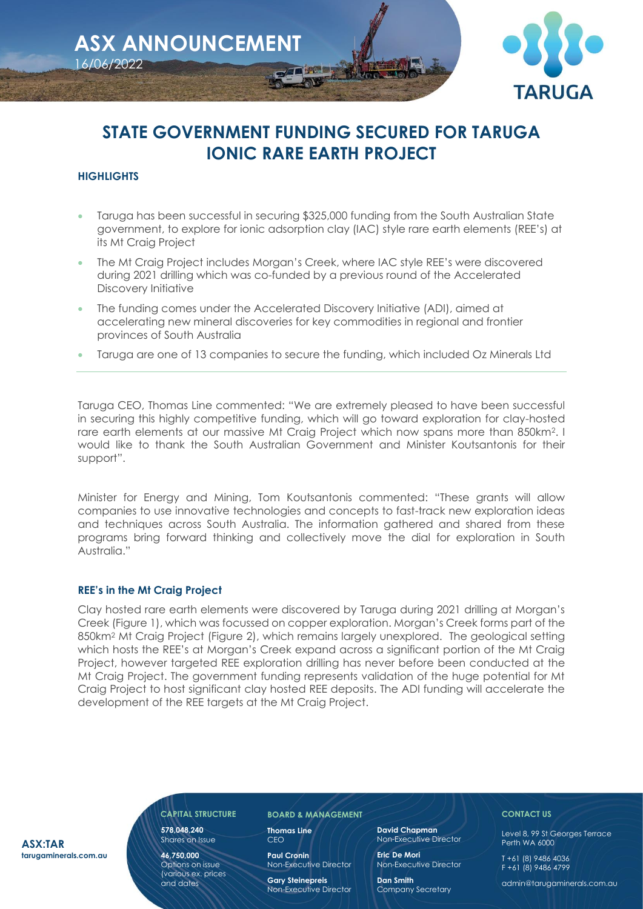# ASX ANNOUNCEMENT

16/06/2022

# STATE GOVERNMENT FUNDING SECURED FOR TARUGA IONIC RARE EARTH PROJECT

## HIGHLIGHTS

- Taruga has been successful in securing $325,000 funding from the South Australian State government, to explore for ionic adsorption clay (IAC) style rare earth elements (REE's) at its Mt Craig Project
- The Mt Craig Project includes Morgan's Creek, where IAC style REE's were discovered during 2021 drilling which was co-funded by a previous round of the Accelerated Discovery Initiative
- The funding comes under the Accelerated Discovery Initiative (ADI), aimed at accelerating new mineral discoveries for key commodities in regional and frontier provinces of South Australia
- Taruga are one of 13 companies to secure the funding, which included Oz Minerals Ltd

Taruga CEO, Thomas Line commented: "We are extremely pleased to have been successful in securing this highly competitive funding, which will go toward exploration for clay-hosted rare earth elements at our massive Mt Craig Project which now spans more than 850km$^2$. I would like to thank the South Australian Government and Minister Koutsantonis for their support".

Minister for Energy and Mining, Tom Koutsantonis commented: "These grants will allow companies to use innovative technologies and concepts to fast-track new exploration ideas and techniques across South Australia. The information gathered and shared from these programs bring forward thinking and collectively move the dial for exploration in South Australia."

### REE's in the Mt Craig Project

Clay hosted rare earth elements were discovered by Taruga during 2021 drilling at Morgan's Creek (Figure 1), which was focussed on copper exploration. Morgan's Creek forms part of the 850km$^2$ Mt Craig Project (Figure 2), which remains largely unexplored. The geological setting which hosts the REE's at Morgan's Creek expand across a significant portion of the Mt Craig Project, however targeted REE exploration drilling has never before been conducted at the Mt Craig Project. The government funding represents validation of the huge potential for Mt Craig Project to host significant clay hosted REE deposits. The ADI funding will accelerate the development of the REE targets at the Mt Craig Project.

**ASX:TAR**
**tarugaminerals.com.au**

**CAPITAL STRUCTURE**

**578,048,240**
Shares on Issue

**46,750,000**
Options on issue (various ex. prices and dates

**BOARD & MANAGEMENT**

**Thomas Line**
CEO

**Paul Cronin**
Non-Executive Director

**Gary Steinepreis**
Non-Executive Director

**David Chapman**
Non-Executive Director

**Eric De Mori**
Non-Executive Director

**Dan Smith**
Company Secretary

**CONTACT US**

Level 8, 99 St Georges Terrace
Perth WA 6000

T +61 (8) 9486 4036
F +61 (8) 9486 4799

admin@tarugaminerals.com.au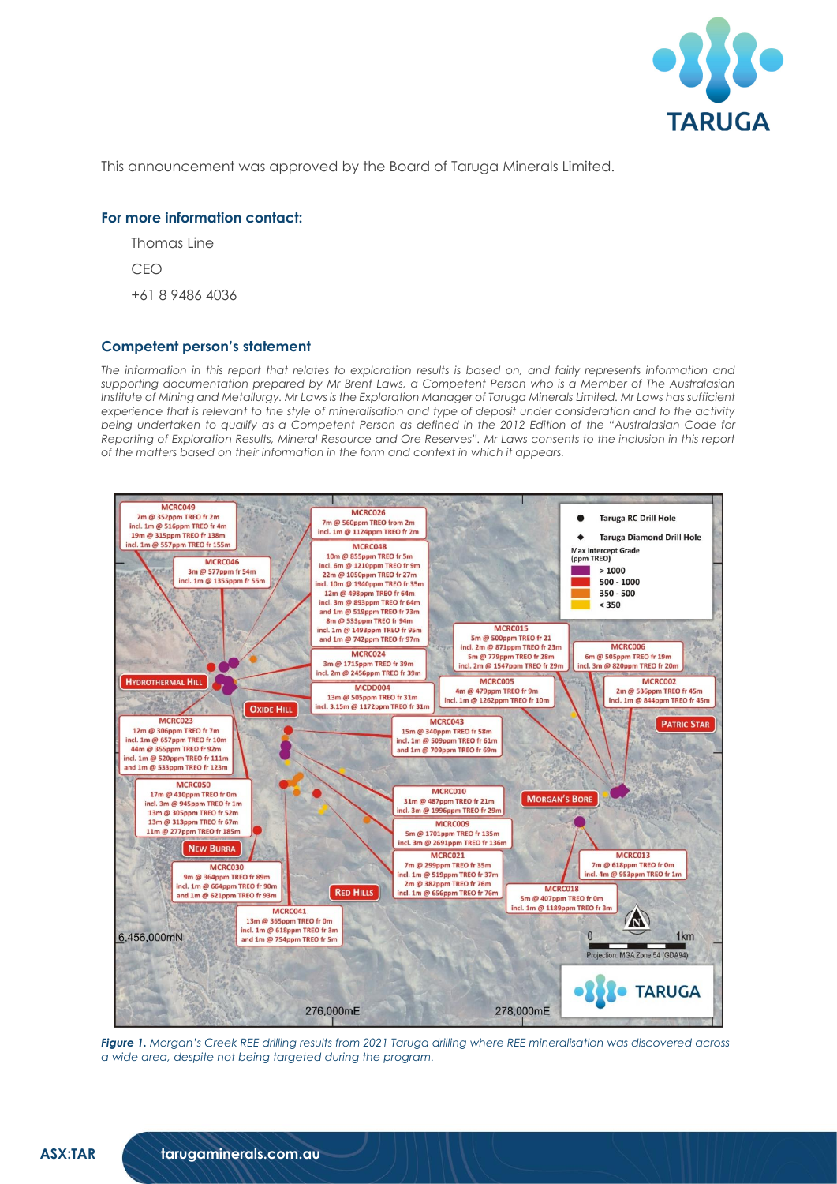This announcement was approved by the Board of Taruga Minerals Limited.

### For more information contact:

Thomas Line

CEO

+61 8 9486 4036

### Competent person's statement

*The information in this report that relates to exploration results is based on, and fairly represents information and supporting documentation prepared by Mr Brent Laws, a Competent Person who is a Member of The Australasian Institute of Mining and Metallurgy. Mr Laws is the Exploration Manager of Taruga Minerals Limited. Mr Laws has sufficient experience that is relevant to the style of mineralisation and type of deposit under consideration and to the activity being undertaken to qualify as a Competent Person as defined in the 2012 Edition of the "Australasian Code for Reporting of Exploration Results, Mineral Resource and Ore Reserves". Mr Laws consents to the inclusion in this report of the matters based on their information in the form and context in which it appears.*

***Figure 1.*** *Morgan's Creek REE drilling results from 2021 Taruga drilling where REE mineralisation was discovered across a wide area, despite not being targeted during the program.*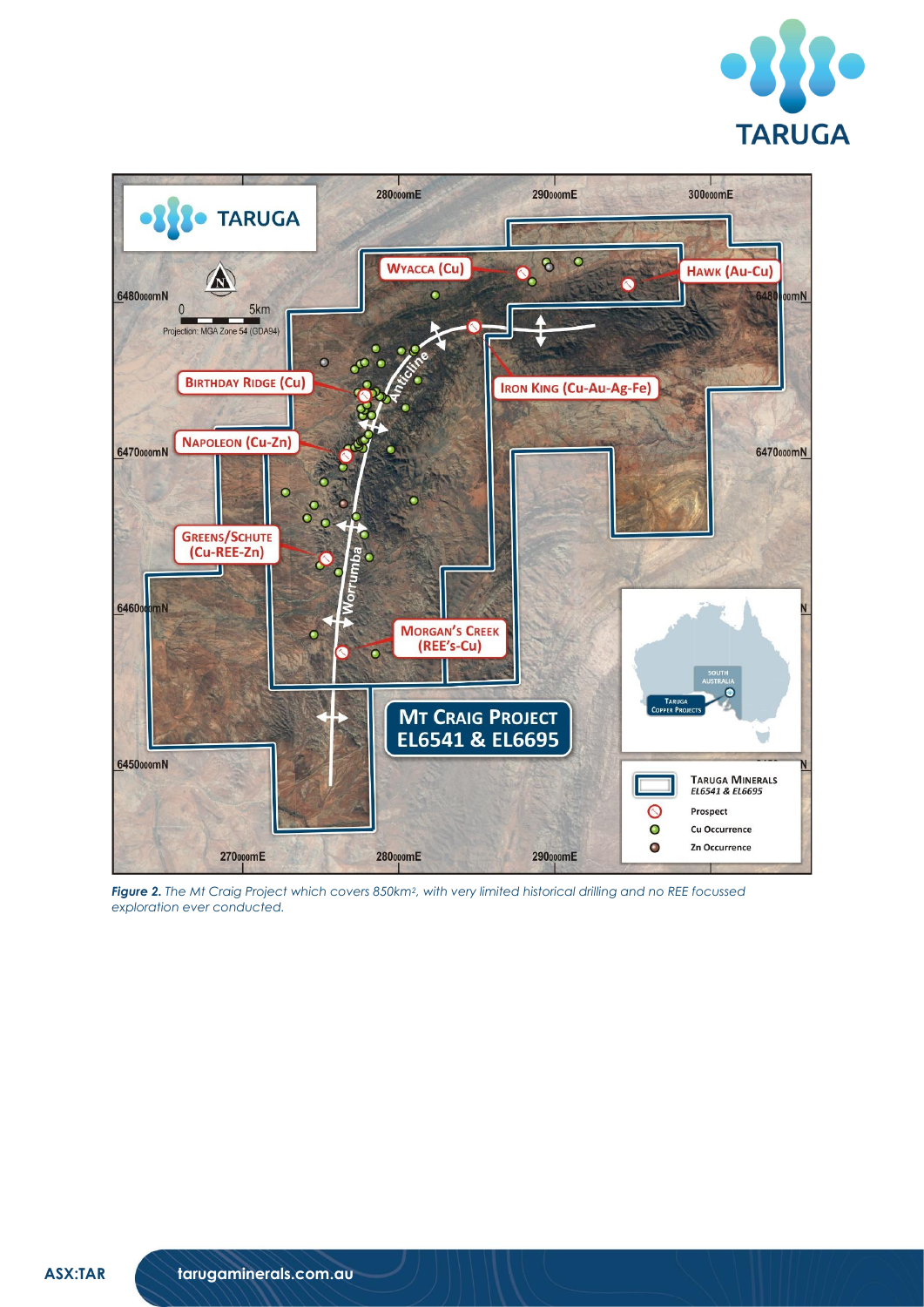TARUGA

Taruga

280000mE

290000mE

300000mE

6480000mN

6470000mN

6460000mN

6450000mN

270000mE

280000mE

290000mE

0 5km

Projection: MGA Zone 54 (GDA94)

Wyacca (Cu)

Hawk (Au-Cu)

Iron King (Cu-Au-Ag-Fe)

Birthday Ridge (Cu)

Napoleon (Cu-Zn)

Greens/Schute (Cu-REE-Zn)

Morgan's Creek (REE's-Cu)

Anticline

Worrumba

Mt Craig Project EL6541 & EL6695

South Australia

Taruga Copper Projects

Taruga Minerals EL6541 & EL6695

Prospect

Cu Occurrence

Zn Occurrence

*Figure 2. The Mt Craig Project which covers 850km², with very limited historical drilling and no REE focussed exploration ever conducted.*